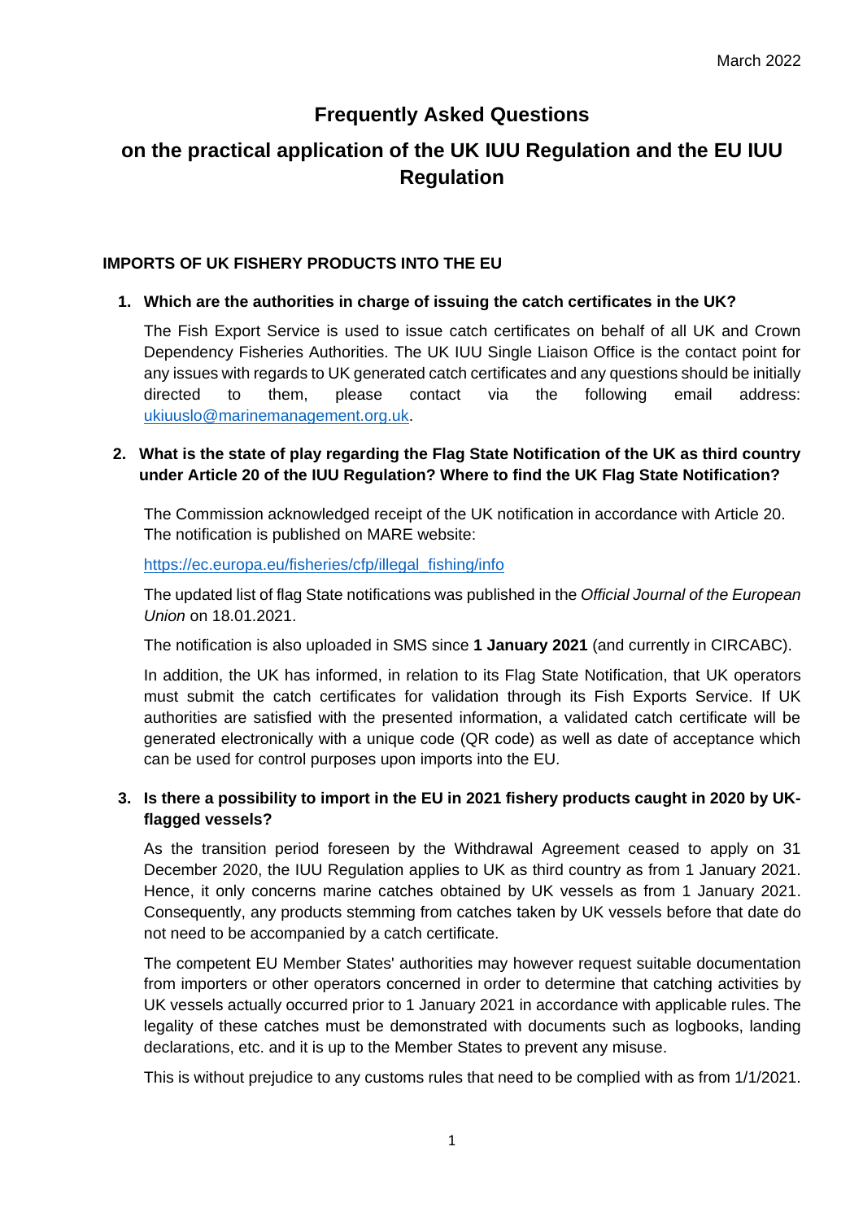March 2022

# Frequently Asked Questions

# on the practical application of the UK IUU Regulation and the EU IUU Regulation

## IMPORTS OF UK FISHERY PRODUCTS INTO THE EU

### 1. Which are the authorities in charge of issuing the catch certificates in the UK?

The Fish Export Service is used to issue catch certificates on behalf of all UK and Crown Dependency Fisheries Authorities. The UK IUU Single Liaison Office is the contact point for any issues with regards to UK generated catch certificates and any questions should be initially directed to them, please contact via the following email address: [ukiuuslo@marinemanagement.org.uk](mailto:ukiuuslo@marinemanagement.org.uk).

### 2. What is the state of play regarding the Flag State Notification of the UK as third country under Article 20 of the IUU Regulation? Where to find the UK Flag State Notification?

The Commission acknowledged receipt of the UK notification in accordance with Article 20. The notification is published on MARE website:

[https://ec.europa.eu/fisheries/cfp/illegal_fishing/info](https://ec.europa.eu/fisheries/cfp/illegal_fishing/info)

The updated list of flag State notifications was published in the *Official Journal of the European Union* on 18.01.2021.

The notification is also uploaded in SMS since **1 January 2021** (and currently in CIRCABC).

In addition, the UK has informed, in relation to its Flag State Notification, that UK operators must submit the catch certificates for validation through its Fish Exports Service. If UK authorities are satisfied with the presented information, a validated catch certificate will be generated electronically with a unique code (QR code) as well as date of acceptance which can be used for control purposes upon imports into the EU.

### 3. Is there a possibility to import in the EU in 2021 fishery products caught in 2020 by UK-flagged vessels?

As the transition period foreseen by the Withdrawal Agreement ceased to apply on 31 December 2020, the IUU Regulation applies to UK as third country as from 1 January 2021. Hence, it only concerns marine catches obtained by UK vessels as from 1 January 2021. Consequently, any products stemming from catches taken by UK vessels before that date do not need to be accompanied by a catch certificate.

The competent EU Member States' authorities may however request suitable documentation from importers or other operators concerned in order to determine that catching activities by UK vessels actually occurred prior to 1 January 2021 in accordance with applicable rules. The legality of these catches must be demonstrated with documents such as logbooks, landing declarations, etc. and it is up to the Member States to prevent any misuse.

This is without prejudice to any customs rules that need to be complied with as from 1/1/2021.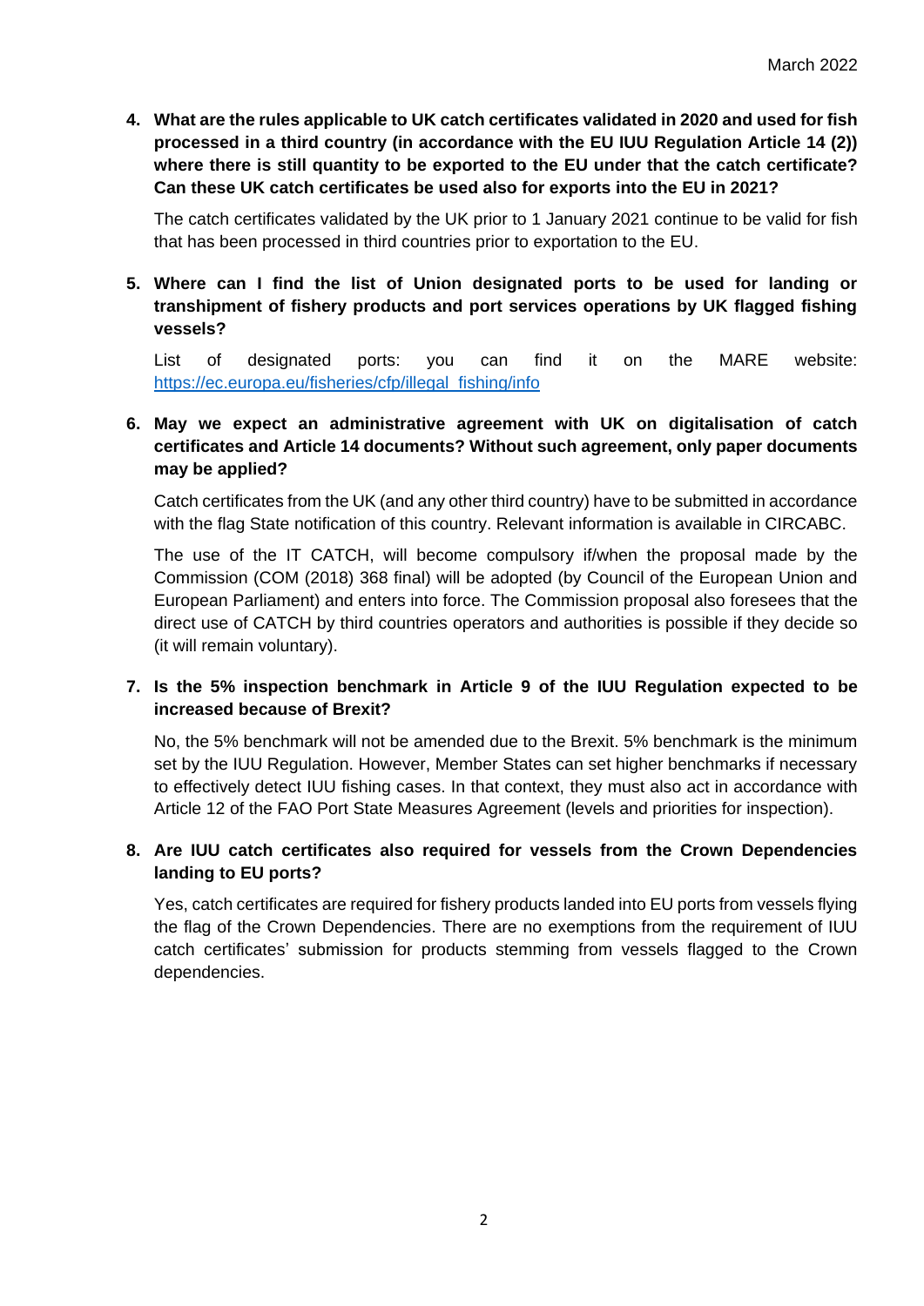4. **What are the rules applicable to UK catch certificates validated in 2020 and used for fish processed in a third country (in accordance with the EU IUU Regulation Article 14 (2)) where there is still quantity to be exported to the EU under that the catch certificate? Can these UK catch certificates be used also for exports into the EU in 2021?**

   The catch certificates validated by the UK prior to 1 January 2021 continue to be valid for fish that has been processed in third countries prior to exportation to the EU.

5. **Where can I find the list of Union designated ports to be used for landing or transhipment of fishery products and port services operations by UK flagged fishing vessels?**

   List of designated ports: you can find it on the MARE website: [https://ec.europa.eu/fisheries/cfp/illegal_fishing/info](https://ec.europa.eu/fisheries/cfp/illegal_fishing/info)

6. **May we expect an administrative agreement with UK on digitalisation of catch certificates and Article 14 documents? Without such agreement, only paper documents may be applied?**

   Catch certificates from the UK (and any other third country) have to be submitted in accordance with the flag State notification of this country. Relevant information is available in CIRCABC.

   The use of the IT CATCH, will become compulsory if/when the proposal made by the Commission (COM (2018) 368 final) will be adopted (by Council of the European Union and European Parliament) and enters into force. The Commission proposal also foresees that the direct use of CATCH by third countries operators and authorities is possible if they decide so (it will remain voluntary).

7. **Is the 5% inspection benchmark in Article 9 of the IUU Regulation expected to be increased because of Brexit?**

   No, the 5% benchmark will not be amended due to the Brexit. 5% benchmark is the minimum set by the IUU Regulation. However, Member States can set higher benchmarks if necessary to effectively detect IUU fishing cases. In that context, they must also act in accordance with Article 12 of the FAO Port State Measures Agreement (levels and priorities for inspection).

8. **Are IUU catch certificates also required for vessels from the Crown Dependencies landing to EU ports?**

   Yes, catch certificates are required for fishery products landed into EU ports from vessels flying the flag of the Crown Dependencies. There are no exemptions from the requirement of IUU catch certificates' submission for products stemming from vessels flagged to the Crown dependencies.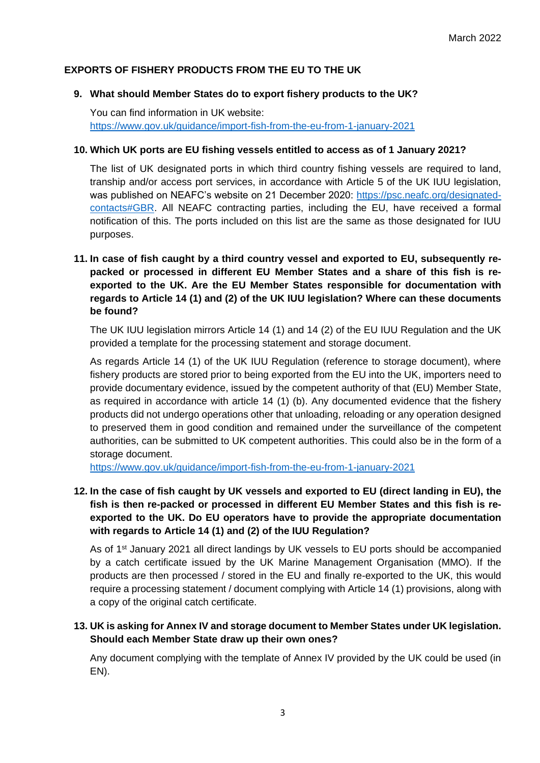March 2022

## EXPORTS OF FISHERY PRODUCTS FROM THE EU TO THE UK

**9. What should Member States do to export fishery products to the UK?**

You can find information in UK website: https://www.gov.uk/guidance/import-fish-from-the-eu-from-1-january-2021

**10. Which UK ports are EU fishing vessels entitled to access as of 1 January 2021?**

The list of UK designated ports in which third country fishing vessels are required to land, tranship and/or access port services, in accordance with Article 5 of the UK IUU legislation, was published on NEAFC's website on 21 December 2020: https://psc.neafc.org/designated-contacts#GBR. All NEAFC contracting parties, including the EU, have received a formal notification of this. The ports included on this list are the same as those designated for IUU purposes.

**11. In case of fish caught by a third country vessel and exported to EU, subsequently re-packed or processed in different EU Member States and a share of this fish is re-exported to the UK. Are the EU Member States responsible for documentation with regards to Article 14 (1) and (2) of the UK IUU legislation? Where can these documents be found?**

The UK IUU legislation mirrors Article 14 (1) and 14 (2) of the EU IUU Regulation and the UK provided a template for the processing statement and storage document.

As regards Article 14 (1) of the UK IUU Regulation (reference to storage document), where fishery products are stored prior to being exported from the EU into the UK, importers need to provide documentary evidence, issued by the competent authority of that (EU) Member State, as required in accordance with article 14 (1) (b). Any documented evidence that the fishery products did not undergo operations other that unloading, reloading or any operation designed to preserved them in good condition and remained under the surveillance of the competent authorities, can be submitted to UK competent authorities. This could also be in the form of a storage document.
https://www.gov.uk/guidance/import-fish-from-the-eu-from-1-january-2021

**12. In the case of fish caught by UK vessels and exported to EU (direct landing in EU), the fish is then re-packed or processed in different EU Member States and this fish is re-exported to the UK. Do EU operators have to provide the appropriate documentation with regards to Article 14 (1) and (2) of the IUU Regulation?**

As of 1st January 2021 all direct landings by UK vessels to EU ports should be accompanied by a catch certificate issued by the UK Marine Management Organisation (MMO). If the products are then processed / stored in the EU and finally re-exported to the UK, this would require a processing statement / document complying with Article 14 (1) provisions, along with a copy of the original catch certificate.

**13. UK is asking for Annex IV and storage document to Member States under UK legislation. Should each Member State draw up their own ones?**

Any document complying with the template of Annex IV provided by the UK could be used (in EN).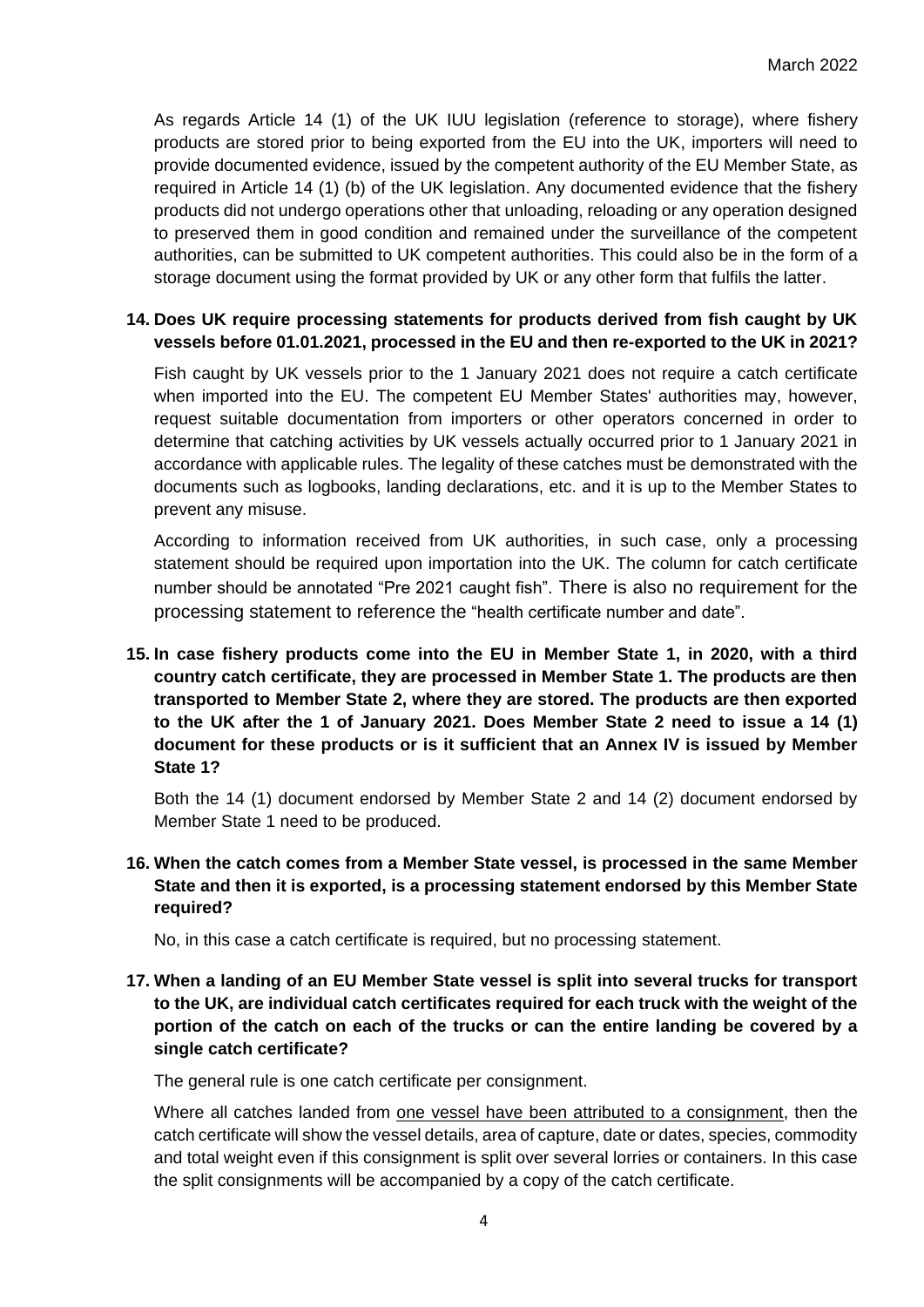As regards Article 14 (1) of the UK IUU legislation (reference to storage), where fishery products are stored prior to being exported from the EU into the UK, importers will need to provide documented evidence, issued by the competent authority of the EU Member State, as required in Article 14 (1) (b) of the UK legislation. Any documented evidence that the fishery products did not undergo operations other that unloading, reloading or any operation designed to preserved them in good condition and remained under the surveillance of the competent authorities, can be submitted to UK competent authorities. This could also be in the form of a storage document using the format provided by UK or any other form that fulfils the latter.

**14. Does UK require processing statements for products derived from fish caught by UK vessels before 01.01.2021, processed in the EU and then re-exported to the UK in 2021?**

Fish caught by UK vessels prior to the 1 January 2021 does not require a catch certificate when imported into the EU. The competent EU Member States' authorities may, however, request suitable documentation from importers or other operators concerned in order to determine that catching activities by UK vessels actually occurred prior to 1 January 2021 in accordance with applicable rules. The legality of these catches must be demonstrated with the documents such as logbooks, landing declarations, etc. and it is up to the Member States to prevent any misuse.

According to information received from UK authorities, in such case, only a processing statement should be required upon importation into the UK. The column for catch certificate number should be annotated "Pre 2021 caught fish". There is also no requirement for the processing statement to reference the "health certificate number and date".

**15. In case fishery products come into the EU in Member State 1, in 2020, with a third country catch certificate, they are processed in Member State 1. The products are then transported to Member State 2, where they are stored. The products are then exported to the UK after the 1 of January 2021. Does Member State 2 need to issue a 14 (1) document for these products or is it sufficient that an Annex IV is issued by Member State 1?**

Both the 14 (1) document endorsed by Member State 2 and 14 (2) document endorsed by Member State 1 need to be produced.

**16. When the catch comes from a Member State vessel, is processed in the same Member State and then it is exported, is a processing statement endorsed by this Member State required?**

No, in this case a catch certificate is required, but no processing statement.

**17. When a landing of an EU Member State vessel is split into several trucks for transport to the UK, are individual catch certificates required for each truck with the weight of the portion of the catch on each of the trucks or can the entire landing be covered by a single catch certificate?**

The general rule is one catch certificate per consignment.

Where all catches landed from one vessel have been attributed to a consignment, then the catch certificate will show the vessel details, area of capture, date or dates, species, commodity and total weight even if this consignment is split over several lorries or containers. In this case the split consignments will be accompanied by a copy of the catch certificate.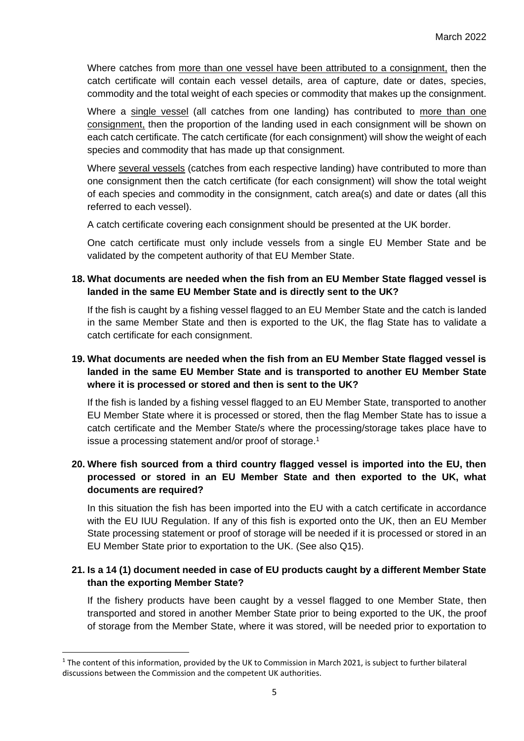Where catches from more than one vessel have been attributed to a consignment, then the catch certificate will contain each vessel details, area of capture, date or dates, species, commodity and the total weight of each species or commodity that makes up the consignment.

Where a single vessel (all catches from one landing) has contributed to more than one consignment, then the proportion of the landing used in each consignment will be shown on each catch certificate. The catch certificate (for each consignment) will show the weight of each species and commodity that has made up that consignment.

Where several vessels (catches from each respective landing) have contributed to more than one consignment then the catch certificate (for each consignment) will show the total weight of each species and commodity in the consignment, catch area(s) and date or dates (all this referred to each vessel).

A catch certificate covering each consignment should be presented at the UK border.

One catch certificate must only include vessels from a single EU Member State and be validated by the competent authority of that EU Member State.

**18. What documents are needed when the fish from an EU Member State flagged vessel is landed in the same EU Member State and is directly sent to the UK?**

If the fish is caught by a fishing vessel flagged to an EU Member State and the catch is landed in the same Member State and then is exported to the UK, the flag State has to validate a catch certificate for each consignment.

**19. What documents are needed when the fish from an EU Member State flagged vessel is landed in the same EU Member State and is transported to another EU Member State where it is processed or stored and then is sent to the UK?**

If the fish is landed by a fishing vessel flagged to an EU Member State, transported to another EU Member State where it is processed or stored, then the flag Member State has to issue a catch certificate and the Member State/s where the processing/storage takes place have to issue a processing statement and/or proof of storage.[1]

**20. Where fish sourced from a third country flagged vessel is imported into the EU, then processed or stored in an EU Member State and then exported to the UK, what documents are required?**

In this situation the fish has been imported into the EU with a catch certificate in accordance with the EU IUU Regulation. If any of this fish is exported onto the UK, then an EU Member State processing statement or proof of storage will be needed if it is processed or stored in an EU Member State prior to exportation to the UK. (See also Q15).

**21. Is a 14 (1) document needed in case of EU products caught by a different Member State than the exporting Member State?**

If the fishery products have been caught by a vessel flagged to one Member State, then transported and stored in another Member State prior to being exported to the UK, the proof of storage from the Member State, where it was stored, will be needed prior to exportation to

---

[1] The content of this information, provided by the UK to Commission in March 2021, is subject to further bilateral discussions between the Commission and the competent UK authorities.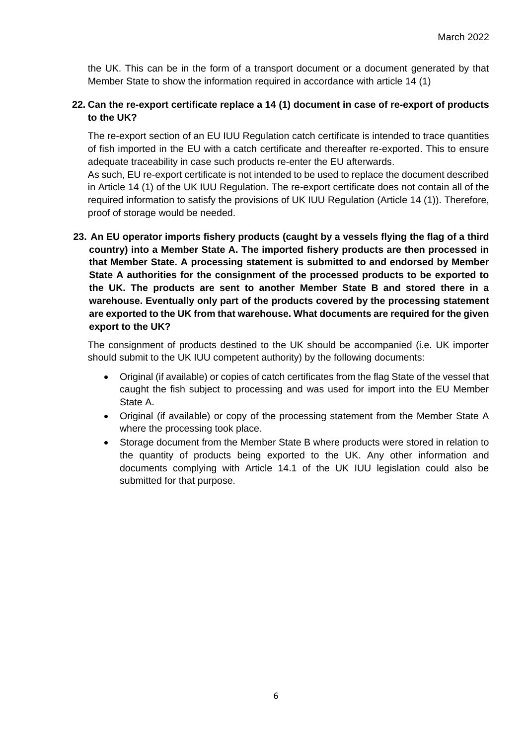the UK. This can be in the form of a transport document or a document generated by that Member State to show the information required in accordance with article 14 (1)

**22. Can the re-export certificate replace a 14 (1) document in case of re-export of products to the UK?**

The re-export section of an EU IUU Regulation catch certificate is intended to trace quantities of fish imported in the EU with a catch certificate and thereafter re-exported. This to ensure adequate traceability in case such products re-enter the EU afterwards.
As such, EU re-export certificate is not intended to be used to replace the document described in Article 14 (1) of the UK IUU Regulation. The re-export certificate does not contain all of the required information to satisfy the provisions of UK IUU Regulation (Article 14 (1)). Therefore, proof of storage would be needed.

**23. An EU operator imports fishery products (caught by a vessels flying the flag of a third country) into a Member State A. The imported fishery products are then processed in that Member State. A processing statement is submitted to and endorsed by Member State A authorities for the consignment of the processed products to be exported to the UK. The products are sent to another Member State B and stored there in a warehouse. Eventually only part of the products covered by the processing statement are exported to the UK from that warehouse. What documents are required for the given export to the UK?**

The consignment of products destined to the UK should be accompanied (i.e. UK importer should submit to the UK IUU competent authority) by the following documents:

- Original (if available) or copies of catch certificates from the flag State of the vessel that caught the fish subject to processing and was used for import into the EU Member State A.
- Original (if available) or copy of the processing statement from the Member State A where the processing took place.
- Storage document from the Member State B where products were stored in relation to the quantity of products being exported to the UK. Any other information and documents complying with Article 14.1 of the UK IUU legislation could also be submitted for that purpose.